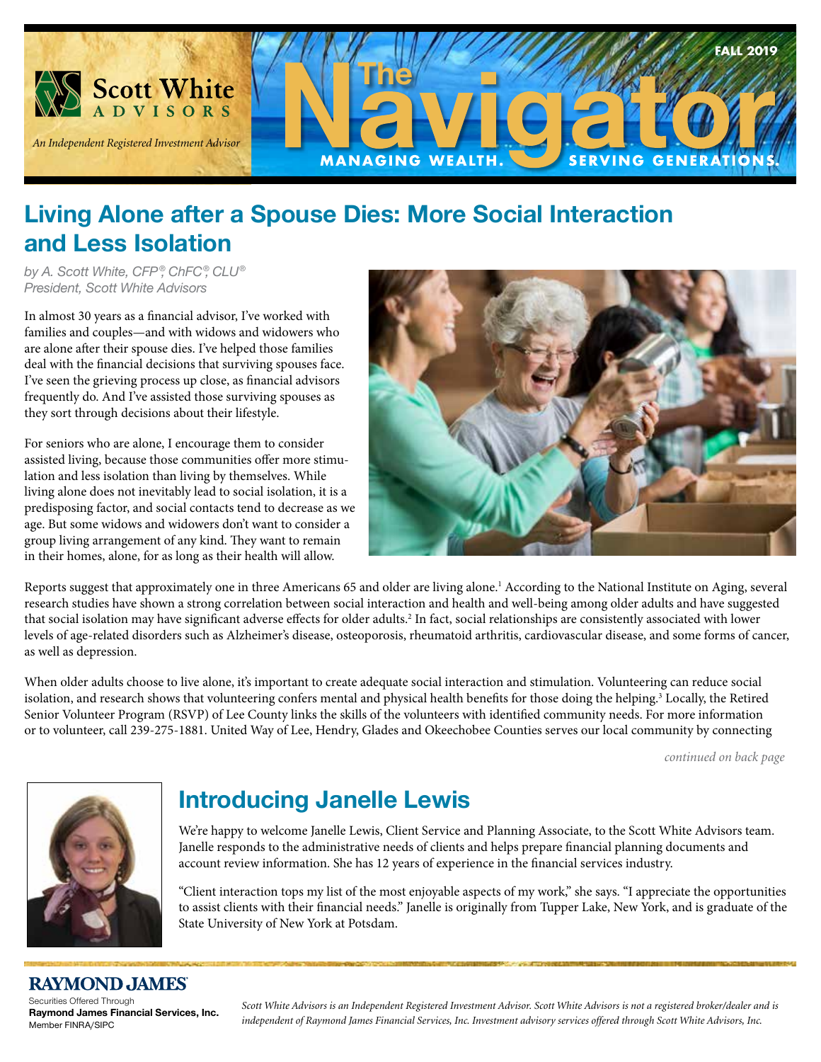Scott White ADVISORS

*An Independent Registered Investment Advisor*

FALL 2019

# The Navigator

MANAGING WEALTH. SERVING GENERATIONS.

## Living Alone after a Spouse Dies: More Social Interaction and Less Isolation

*by A. Scott White, CFP®, ChFC®, CLU®*
*President, Scott White Advisors*

In almost 30 years as a financial advisor, I've worked with families and couples—and with widows and widowers who are alone after their spouse dies. I've helped those families deal with the financial decisions that surviving spouses face. I've seen the grieving process up close, as financial advisors frequently do. And I've assisted those surviving spouses as they sort through decisions about their lifestyle.

For seniors who are alone, I encourage them to consider assisted living, because those communities offer more stimulation and less isolation than living by themselves. While living alone does not inevitably lead to social isolation, it is a predisposing factor, and social contacts tend to decrease as we age. But some widows and widowers don't want to consider a group living arrangement of any kind. They want to remain in their homes, alone, for as long as their health will allow.

Reports suggest that approximately one in three Americans 65 and older are living alone.[1] According to the National Institute on Aging, several research studies have shown a strong correlation between social interaction and health and well-being among older adults and have suggested that social isolation may have significant adverse effects for older adults.[2] In fact, social relationships are consistently associated with lower levels of age-related disorders such as Alzheimer's disease, osteoporosis, rheumatoid arthritis, cardiovascular disease, and some forms of cancer, as well as depression.

When older adults choose to live alone, it's important to create adequate social interaction and stimulation. Volunteering can reduce social isolation, and research shows that volunteering confers mental and physical health benefits for those doing the helping.[3] Locally, the Retired Senior Volunteer Program (RSVP) of Lee County links the skills of the volunteers with identified community needs. For more information or to volunteer, call 239-275-1881. United Way of Lee, Hendry, Glades and Okeechobee Counties serves our local community by connecting

*continued on back page*

## Introducing Janelle Lewis

We're happy to welcome Janelle Lewis, Client Service and Planning Associate, to the Scott White Advisors team. Janelle responds to the administrative needs of clients and helps prepare financial planning documents and account review information. She has 12 years of experience in the financial services industry.

"Client interaction tops my list of the most enjoyable aspects of my work," she says. "I appreciate the opportunities to assist clients with their financial needs." Janelle is originally from Tupper Lake, New York, and is graduate of the State University of New York at Potsdam.

RAYMOND JAMES®
Securities Offered Through
**Raymond James Financial Services, Inc.**
Member FINRA/SIPC

*Scott White Advisors is an Independent Registered Investment Advisor. Scott White Advisors is not a registered broker/dealer and is independent of Raymond James Financial Services, Inc. Investment advisory services offered through Scott White Advisors, Inc.*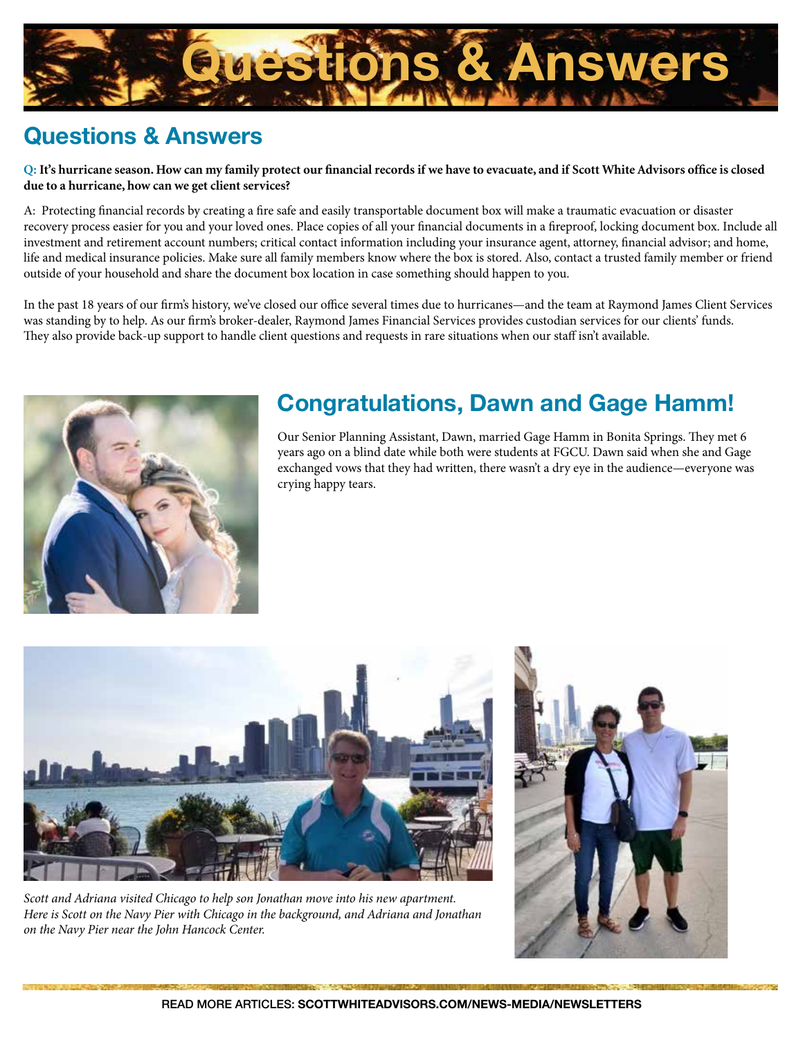# Questions & Answers

## Questions & Answers

**Q: It's hurricane season. How can my family protect our financial records if we have to evacuate, and if Scott White Advisors office is closed due to a hurricane, how can we get client services?**

A: Protecting financial records by creating a fire safe and easily transportable document box will make a traumatic evacuation or disaster recovery process easier for you and your loved ones. Place copies of all your financial documents in a fireproof, locking document box. Include all investment and retirement account numbers; critical contact information including your insurance agent, attorney, financial advisor; and home, life and medical insurance policies. Make sure all family members know where the box is stored. Also, contact a trusted family member or friend outside of your household and share the document box location in case something should happen to you.

In the past 18 years of our firm's history, we've closed our office several times due to hurricanes—and the team at Raymond James Client Services was standing by to help. As our firm's broker-dealer, Raymond James Financial Services provides custodian services for our clients' funds. They also provide back-up support to handle client questions and requests in rare situations when our staff isn't available.

## Congratulations, Dawn and Gage Hamm!

Our Senior Planning Assistant, Dawn, married Gage Hamm in Bonita Springs. They met 6 years ago on a blind date while both were students at FGCU. Dawn said when she and Gage exchanged vows that they had written, there wasn't a dry eye in the audience—everyone was crying happy tears.

*Scott and Adriana visited Chicago to help son Jonathan move into his new apartment. Here is Scott on the Navy Pier with Chicago in the background, and Adriana and Jonathan on the Navy Pier near the John Hancock Center.*

READ MORE ARTICLES: **SCOTTWHITEADVISORS.COM/NEWS-MEDIA/NEWSLETTERS**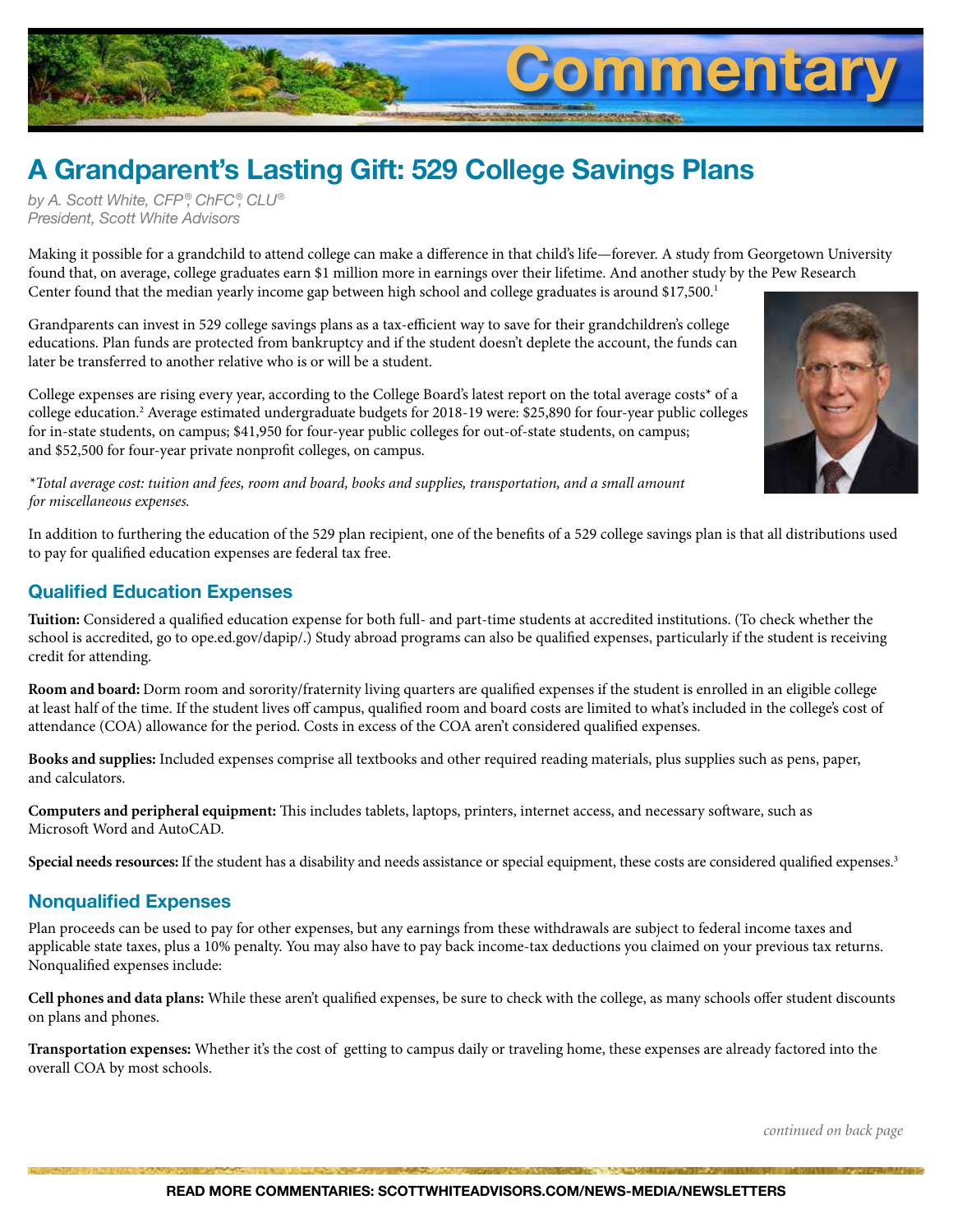# Commentary

## A Grandparent's Lasting Gift: 529 College Savings Plans

*by A. Scott White, CFP®, ChFC®, CLU®*
*President, Scott White Advisors*

Making it possible for a grandchild to attend college can make a difference in that child's life—forever. A study from Georgetown University found that, on average, college graduates earn $1 million more in earnings over their lifetime. And another study by the Pew Research Center found that the median yearly income gap between high school and college graduates is around $17,500.[1]

Grandparents can invest in 529 college savings plans as a tax-efficient way to save for their grandchildren's college educations. Plan funds are protected from bankruptcy and if the student doesn't deplete the account, the funds can later be transferred to another relative who is or will be a student.

College expenses are rising every year, according to the College Board's latest report on the total average costs* of a college education.[2] Average estimated undergraduate budgets for 2018-19 were: $25,890 for four-year public colleges for in-state students, on campus; $41,950 for four-year public colleges for out-of-state students, on campus; and $52,500 for four-year private nonprofit colleges, on campus.

*\*Total average cost: tuition and fees, room and board, books and supplies, transportation, and a small amount for miscellaneous expenses.*

In addition to furthering the education of the 529 plan recipient, one of the benefits of a 529 college savings plan is that all distributions used to pay for qualified education expenses are federal tax free.

### Qualified Education Expenses

**Tuition:** Considered a qualified education expense for both full- and part-time students at accredited institutions. (To check whether the school is accredited, go to ope.ed.gov/dapip/.) Study abroad programs can also be qualified expenses, particularly if the student is receiving credit for attending.

**Room and board:** Dorm room and sorority/fraternity living quarters are qualified expenses if the student is enrolled in an eligible college at least half of the time. If the student lives off campus, qualified room and board costs are limited to what's included in the college's cost of attendance (COA) allowance for the period. Costs in excess of the COA aren't considered qualified expenses.

**Books and supplies:** Included expenses comprise all textbooks and other required reading materials, plus supplies such as pens, paper, and calculators.

**Computers and peripheral equipment:** This includes tablets, laptops, printers, internet access, and necessary software, such as Microsoft Word and AutoCAD.

**Special needs resources:** If the student has a disability and needs assistance or special equipment, these costs are considered qualified expenses.[3]

### Nonqualified Expenses

Plan proceeds can be used to pay for other expenses, but any earnings from these withdrawals are subject to federal income taxes and applicable state taxes, plus a 10% penalty. You may also have to pay back income-tax deductions you claimed on your previous tax returns. Nonqualified expenses include:

**Cell phones and data plans:** While these aren't qualified expenses, be sure to check with the college, as many schools offer student discounts on plans and phones.

**Transportation expenses:** Whether it's the cost of getting to campus daily or traveling home, these expenses are already factored into the overall COA by most schools.

*continued on back page*

**READ MORE COMMENTARIES: SCOTTWHITEADVISORS.COM/NEWS-MEDIA/NEWSLETTERS**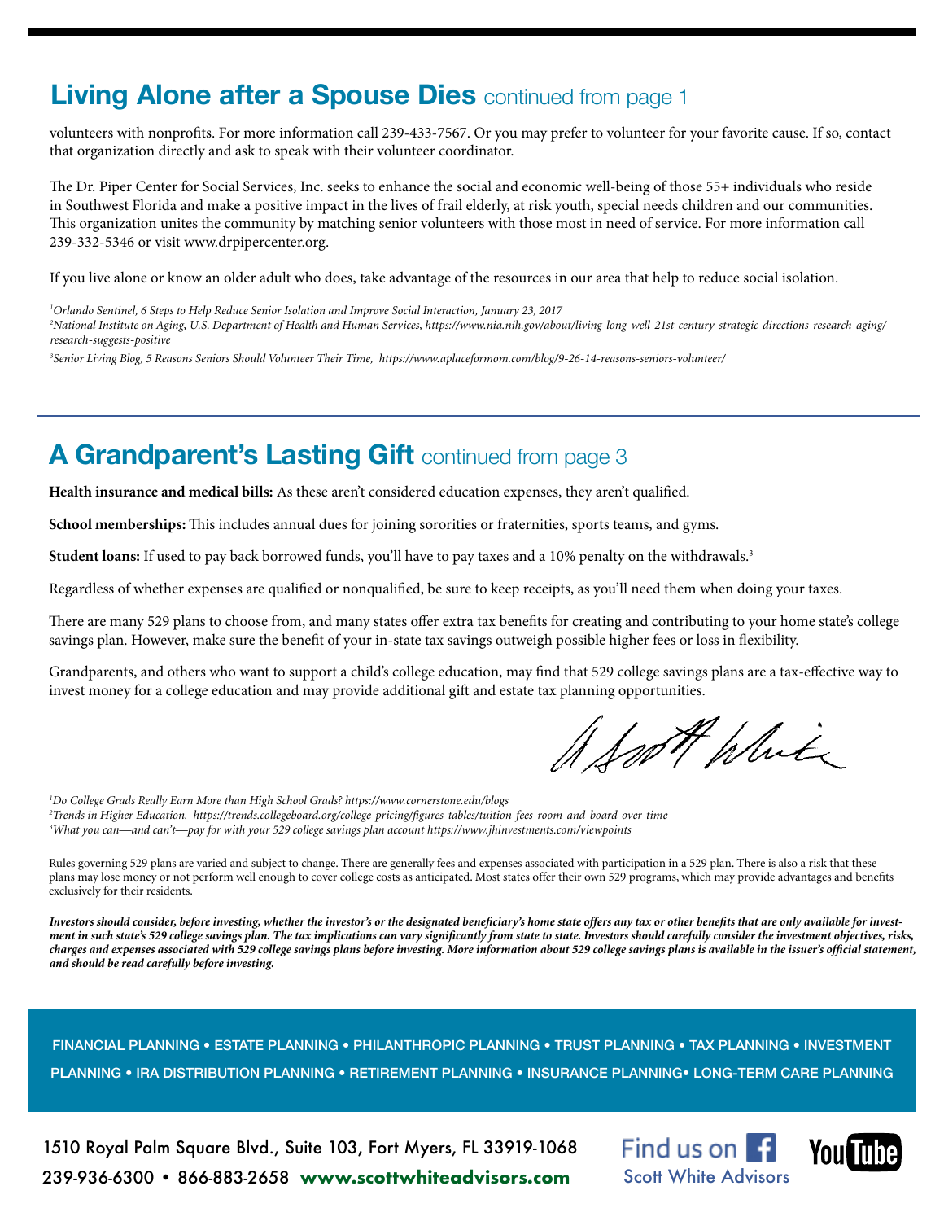## Living Alone after a Spouse Dies continued from page 1

volunteers with nonprofits. For more information call 239-433-7567. Or you may prefer to volunteer for your favorite cause. If so, contact that organization directly and ask to speak with their volunteer coordinator.

The Dr. Piper Center for Social Services, Inc. seeks to enhance the social and economic well-being of those 55+ individuals who reside in Southwest Florida and make a positive impact in the lives of frail elderly, at risk youth, special needs children and our communities. This organization unites the community by matching senior volunteers with those most in need of service. For more information call 239-332-5346 or visit www.drpipercenter.org.

If you live alone or know an older adult who does, take advantage of the resources in our area that help to reduce social isolation.

[1] *Orlando Sentinel, 6 Steps to Help Reduce Senior Isolation and Improve Social Interaction, January 23, 2017*
[2] *National Institute on Aging, U.S. Department of Health and Human Services, https://www.nia.nih.gov/about/living-long-well-21st-century-strategic-directions-research-aging/research-suggests-positive*
[3] *Senior Living Blog, 5 Reasons Seniors Should Volunteer Their Time, https://www.aplaceformom.com/blog/9-26-14-reasons-seniors-volunteer/*

## A Grandparent's Lasting Gift continued from page 3

**Health insurance and medical bills:** As these aren't considered education expenses, they aren't qualified.

**School memberships:** This includes annual dues for joining sororities or fraternities, sports teams, and gyms.

**Student loans:** If used to pay back borrowed funds, you'll have to pay taxes and a 10% penalty on the withdrawals.[3]

Regardless of whether expenses are qualified or nonqualified, be sure to keep receipts, as you'll need them when doing your taxes.

There are many 529 plans to choose from, and many states offer extra tax benefits for creating and contributing to your home state's college savings plan. However, make sure the benefit of your in-state tax savings outweigh possible higher fees or loss in flexibility.

Grandparents, and others who want to support a child's college education, may find that 529 college savings plans are a tax-effective way to invest money for a college education and may provide additional gift and estate tax planning opportunities.

[1] *Do College Grads Really Earn More than High School Grads? https://www.cornerstone.edu/blogs*
[2] *Trends in Higher Education. https://trends.collegeboard.org/college-pricing/figures-tables/tuition-fees-room-and-board-over-time*
[3] *What you can—and can't—pay for with your 529 college savings plan account https://www.jhinvestments.com/viewpoints*

Rules governing 529 plans are varied and subject to change. There are generally fees and expenses associated with participation in a 529 plan. There is also a risk that these plans may lose money or not perform well enough to cover college costs as anticipated. Most states offer their own 529 programs, which may provide advantages and benefits exclusively for their residents.

***Investors should consider, before investing, whether the investor's or the designated beneficiary's home state offers any tax or other benefits that are only available for investment in such state's 529 college savings plan. The tax implications can vary significantly from state to state. Investors should carefully consider the investment objectives, risks, charges and expenses associated with 529 college savings plans before investing. More information about 529 college savings plans is available in the issuer's official statement, and should be read carefully before investing.***

FINANCIAL PLANNING • ESTATE PLANNING • PHILANTHROPIC PLANNING • TRUST PLANNING • TAX PLANNING • INVESTMENT PLANNING • IRA DISTRIBUTION PLANNING • RETIREMENT PLANNING • INSURANCE PLANNING• LONG-TERM CARE PLANNING

1510 Royal Palm Square Blvd., Suite 103, Fort Myers, FL 33919-1068
239-936-6300 • 866-883-2658 **www.scottwhiteadvisors.com**

Find us on Facebook Scott White Advisors

YouTube